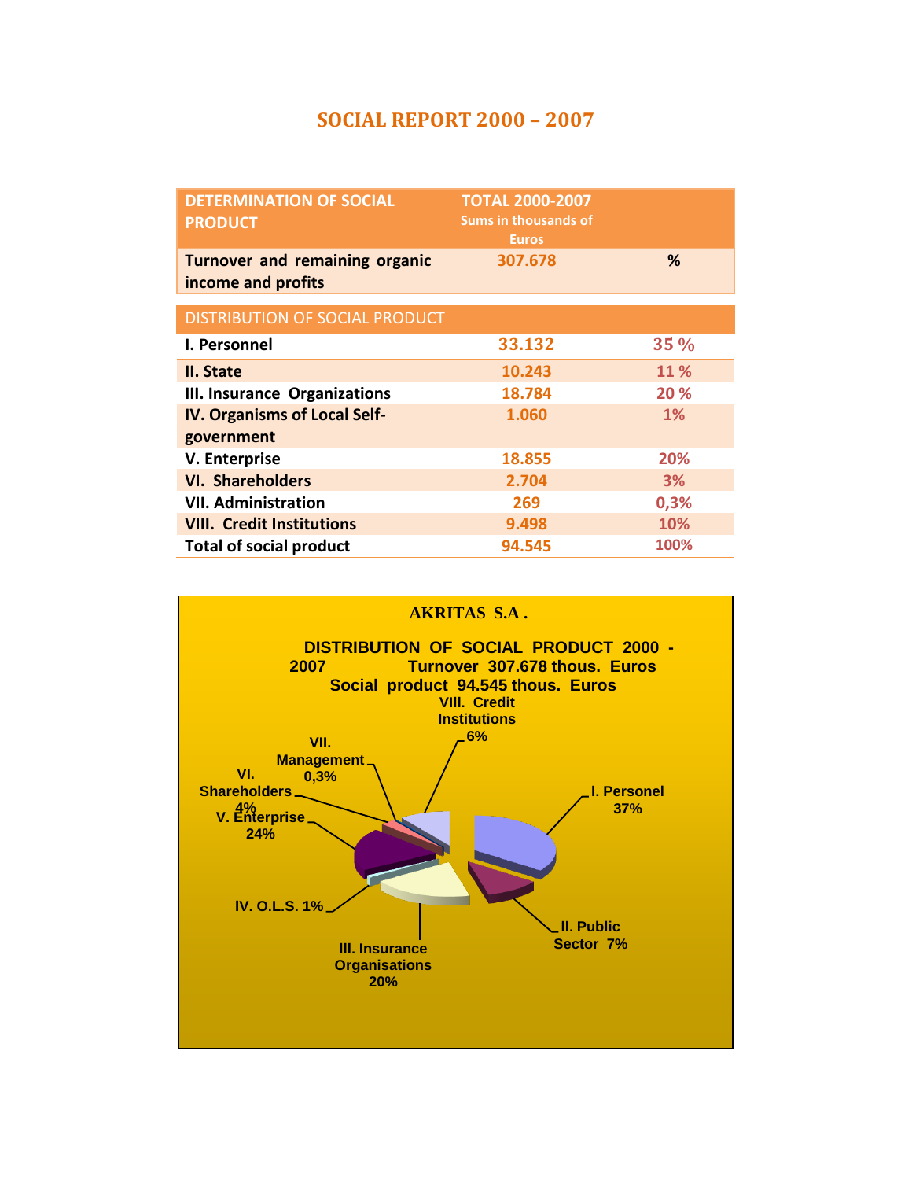# SOCIAL REPORT 2000 – 2007

| DETERMINATION OF SOCIAL PRODUCT | TOTAL 2000-2007 Sums in thousands of Euros | |
|---|---|---|
| Turnover and remaining organic income and profits | 307.678 | % |
| DISTRIBUTION OF SOCIAL PRODUCT | | |
| I. Personnel | 33.132 | 35 % |
| II. State | 10.243 | 11 % |
| III. Insurance Organizations | 18.784 | 20 % |
| IV. Organisms of Local Self-government | 1.060 | 1% |
| V. Enterprise | 18.855 | 20% |
| VI. Shareholders | 2.704 | 3% |
| VII. Administration | 269 | 0,3% |
| VIII. Credit Institutions | 9.498 | 10% |
| Total of social product | 94.545 | 100% |

**AKRITAS S.A .**

**DISTRIBUTION OF SOCIAL PRODUCT 2000 - 2007**
**Turnover 307.678 thous. Euros**
**Social product 94.545 thous. Euros**

- I. Personel 37%
- II. Public Sector 7%
- III. Insurance Organisations 20%
- IV. O.L.S. 1%
- V. Enterprise 24%
- VI. Shareholders 4%
- VII. Management 0,3%
- VIII. Credit Institutions 6%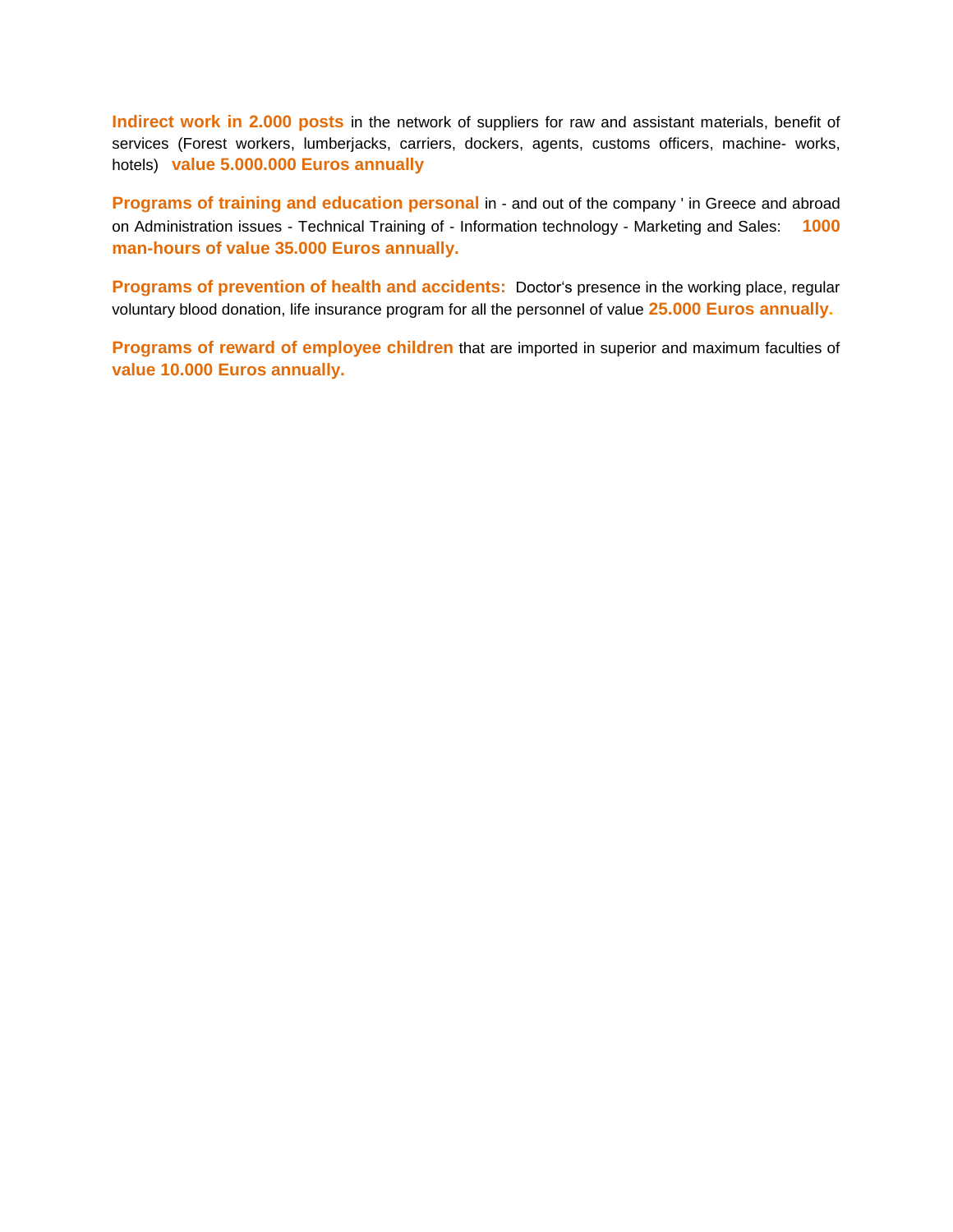**Indirect work in 2.000 posts** in the network of suppliers for raw and assistant materials, benefit of services (Forest workers, lumberjacks, carriers, dockers, agents, customs officers, machine- works, hotels) **value 5.000.000 Euros annually**

**Programs of training and education personal** in - and out of the company ' in Greece and abroad on Administration issues - Technical Training of - Information technology - Marketing and Sales: **1000 man-hours of value 35.000 Euros annually.**

**Programs of prevention of health and accidents:** Doctor's presence in the working place, regular voluntary blood donation, life insurance program for all the personnel of value **25.000 Euros annually.**

**Programs of reward of employee children** that are imported in superior and maximum faculties of **value 10.000 Euros annually.**